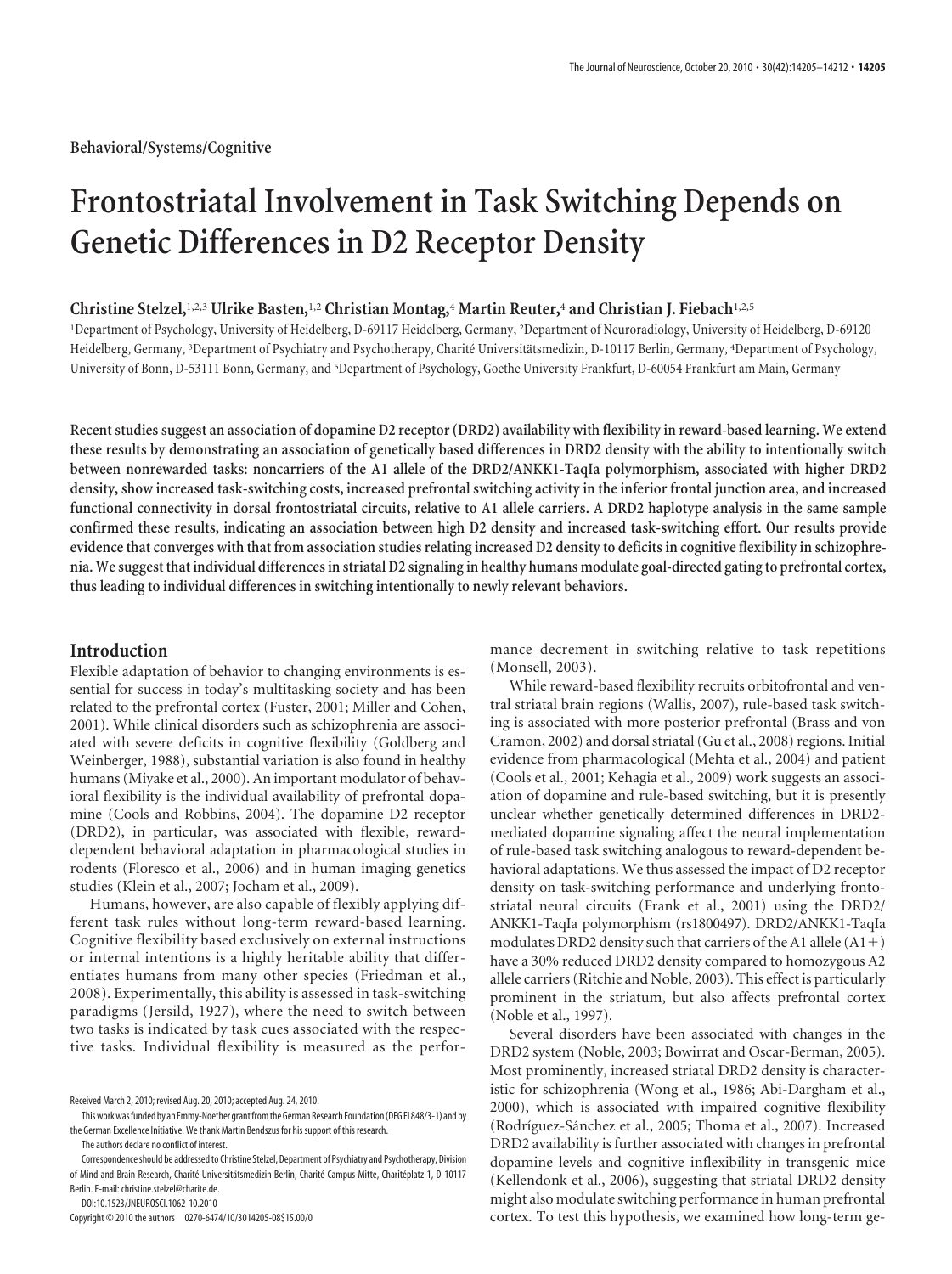Behavioral/Systems/Cognitive

# Frontostriatal Involvement in Task Switching Depends on Genetic Differences in D2 Receptor Density

**Christine Stelzel,**[1,2,3] **Ulrike Basten,**[1,2] **Christian Montag,**[4] **Martin Reuter,**[4] **and Christian J. Fiebach**[1,2,5]

[1]Department of Psychology, University of Heidelberg, D-69117 Heidelberg, Germany, [2]Department of Neuroradiology, University of Heidelberg, D-69120 Heidelberg, Germany, [3]Department of Psychiatry and Psychotherapy, Charité Universitätsmedizin, D-10117 Berlin, Germany, [4]Department of Psychology, University of Bonn, D-53111 Bonn, Germany, and [5]Department of Psychology, Goethe University Frankfurt, D-60054 Frankfurt am Main, Germany

**Recent studies suggest an association of dopamine D2 receptor (DRD2) availability with flexibility in reward-based learning. We extend these results by demonstrating an association of genetically based differences in DRD2 density with the ability to intentionally switch between nonrewarded tasks: noncarriers of the A1 allele of the DRD2/ANKK1-TaqIa polymorphism, associated with higher DRD2 density, show increased task-switching costs, increased prefrontal switching activity in the inferior frontal junction area, and increased functional connectivity in dorsal frontostriatal circuits, relative to A1 allele carriers. A DRD2 haplotype analysis in the same sample confirmed these results, indicating an association between high D2 density and increased task-switching effort. Our results provide evidence that converges with that from association studies relating increased D2 density to deficits in cognitive flexibility in schizophrenia. We suggest that individual differences in striatal D2 signaling in healthy humans modulate goal-directed gating to prefrontal cortex, thus leading to individual differences in switching intentionally to newly relevant behaviors.**

## Introduction

Flexible adaptation of behavior to changing environments is essential for success in today's multitasking society and has been related to the prefrontal cortex (Fuster, 2001; Miller and Cohen, 2001). While clinical disorders such as schizophrenia are associated with severe deficits in cognitive flexibility (Goldberg and Weinberger, 1988), substantial variation is also found in healthy humans (Miyake et al., 2000). An important modulator of behavioral flexibility is the individual availability of prefrontal dopamine (Cools and Robbins, 2004). The dopamine D2 receptor (DRD2), in particular, was associated with flexible, reward-dependent behavioral adaptation in pharmacological studies in rodents (Floresco et al., 2006) and in human imaging genetics studies (Klein et al., 2007; Jocham et al., 2009).

Humans, however, are also capable of flexibly applying different task rules without long-term reward-based learning. Cognitive flexibility based exclusively on external instructions or internal intentions is a highly heritable ability that differentiates humans from many other species (Friedman et al., 2008). Experimentally, this ability is assessed in task-switching paradigms (Jersild, 1927), where the need to switch between two tasks is indicated by task cues associated with the respective tasks. Individual flexibility is measured as the performance decrement in switching relative to task repetitions (Monsell, 2003).

While reward-based flexibility recruits orbitofrontal and ventral striatal brain regions (Wallis, 2007), rule-based task switching is associated with more posterior prefrontal (Brass and von Cramon, 2002) and dorsal striatal (Gu et al., 2008) regions. Initial evidence from pharmacological (Mehta et al., 2004) and patient (Cools et al., 2001; Kehagia et al., 2009) work suggests an association of dopamine and rule-based switching, but it is presently unclear whether genetically determined differences in DRD2-mediated dopamine signaling affect the neural implementation of rule-based task switching analogous to reward-dependent behavioral adaptations. We thus assessed the impact of D2 receptor density on task-switching performance and underlying frontostriatal neural circuits (Frank et al., 2001) using the DRD2/ANKK1-TaqIa polymorphism (rs1800497). DRD2/ANKK1-TaqIa modulates DRD2 density such that carriers of the A1 allele (A1+) have a 30% reduced DRD2 density compared to homozygous A2 allele carriers (Ritchie and Noble, 2003). This effect is particularly prominent in the striatum, but also affects prefrontal cortex (Noble et al., 1997).

Several disorders have been associated with changes in the DRD2 system (Noble, 2003; Bowirrat and Oscar-Berman, 2005). Most prominently, increased striatal DRD2 density is characteristic for schizophrenia (Wong et al., 1986; Abi-Dargham et al., 2000), which is associated with impaired cognitive flexibility (Rodríguez-Sánchez et al., 2005; Thoma et al., 2007). Increased DRD2 availability is further associated with changes in prefrontal dopamine levels and cognitive inflexibility in transgenic mice (Kellendonk et al., 2006), suggesting that striatal DRD2 density might also modulate switching performance in human prefrontal cortex. To test this hypothesis, we examined how long-term ge-

Received March 2, 2010; revised Aug. 20, 2010; accepted Aug. 24, 2010.

This work was funded by an Emmy-Noether grant from the German Research Foundation (DFG FI 848/3-1) and by the German Excellence Initiative. We thank Martin Bendszus for his support of this research.

The authors declare no conflict of interest.

Correspondence should be addressed to Christine Stelzel, Department of Psychiatry and Psychotherapy, Division of Mind and Brain Research, Charité Universitätsmedizin Berlin, Charité Campus Mitte, Charitéplatz 1, D-10117 Berlin. E-mail: christine.stelzel@charite.de.

DOI:10.1523/JNEUROSCI.1062-10.2010

Copyright © 2010 the authors 0270-6474/10/3014205-08$15.00/0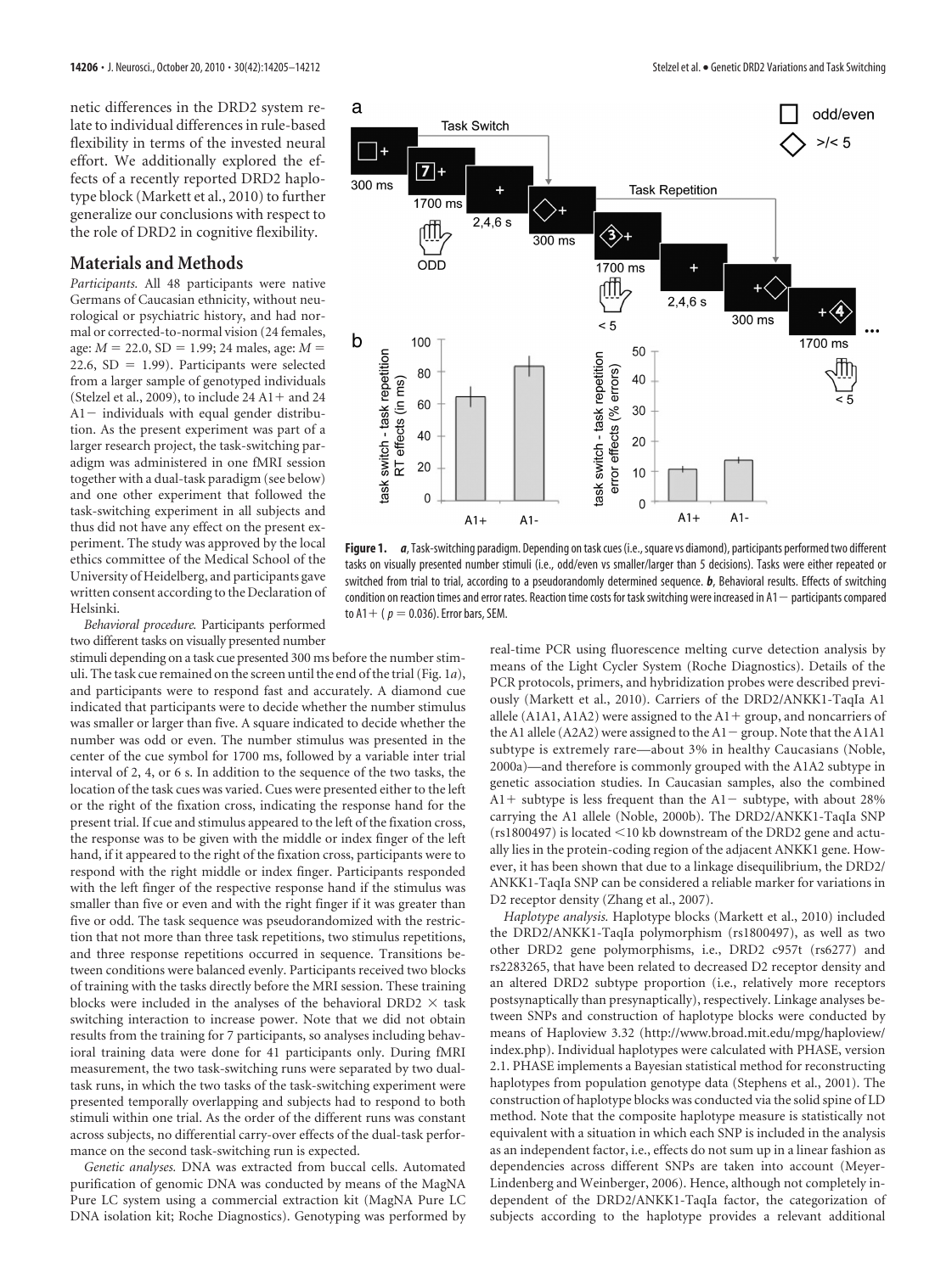netic differences in the DRD2 system relate to individual differences in rule-based flexibility in terms of the invested neural effort. We additionally explored the effects of a recently reported DRD2 haplotype block (Markett et al., 2010) to further generalize our conclusions with respect to the role of DRD2 in cognitive flexibility.

## Materials and Methods

*Participants.* All 48 participants were native Germans of Caucasian ethnicity, without neurological or psychiatric history, and had normal or corrected-to-normal vision (24 females, age: $M = 22.0$, $SD = 1.99$; 24 males, age: $M = 22.6$, $SD = 1.99$). Participants were selected from a larger sample of genotyped individuals (Stelzel et al., 2009), to include 24 A1+ and 24 A1− individuals with equal gender distribution. As the present experiment was part of a larger research project, the task-switching paradigm was administered in one fMRI session together with a dual-task paradigm (see below) and one other experiment that followed the task-switching experiment in all subjects and thus did not have any effect on the present experiment. The study was approved by the local ethics committee of the Medical School of the University of Heidelberg, and participants gave written consent according to the Declaration of Helsinki.

*Behavioral procedure.* Participants performed two different tasks on visually presented number stimuli depending on a task cue presented 300 ms before the number stimuli. The task cue remained on the screen until the end of the trial (Fig. 1*a*), and participants were to respond fast and accurately. A diamond cue indicated that participants were to decide whether the number stimulus was smaller or larger than five. A square indicated to decide whether the number was odd or even. The number stimulus was presented in the center of the cue symbol for 1700 ms, followed by a variable inter trial interval of 2, 4, or 6 s. In addition to the sequence of the two tasks, the location of the task cues was varied. Cues were presented either to the left or the right of the fixation cross, indicating the response hand for the present trial. If cue and stimulus appeared to the left of the fixation cross, the response was to be given with the middle or index finger of the left hand, if it appeared to the right of the fixation cross, participants were to respond with the right middle or index finger. Participants responded with the left finger of the respective response hand if the stimulus was smaller than five or even and with the right finger if it was greater than five or odd. The task sequence was pseudorandomized with the restriction that not more than three task repetitions, two stimulus repetitions, and three response repetitions occurred in sequence. Transitions between conditions were balanced evenly. Participants received two blocks of training with the tasks directly before the MRI session. These training blocks were included in the analyses of the behavioral DRD2 × task switching interaction to increase power. Note that we did not obtain results from the training for 7 participants, so analyses including behavioral training data were done for 41 participants only. During fMRI measurement, the two task-switching runs were separated by two dual-task runs, in which the two tasks of the task-switching experiment were presented temporally overlapping and subjects had to respond to both stimuli within one trial. As the order of the different runs was constant across subjects, no differential carry-over effects of the dual-task performance on the second task-switching run is expected.

*Genetic analyses.* DNA was extracted from buccal cells. Automated purification of genomic DNA was conducted by means of the MagNA Pure LC system using a commercial extraction kit (MagNA Pure LC DNA isolation kit; Roche Diagnostics). Genotyping was performed by real-time PCR using fluorescence melting curve detection analysis by means of the Light Cycler System (Roche Diagnostics). Details of the PCR protocols, primers, and hybridization probes were described previously (Markett et al., 2010). Carriers of the DRD2/ANKK1-TaqIa A1 allele (A1A1, A1A2) were assigned to the A1+ group, and noncarriers of the A1 allele (A2A2) were assigned to the A1− group. Note that the A1A1 subtype is extremely rare—about 3% in healthy Caucasians (Noble, 2000a)—and therefore is commonly grouped with the A1A2 subtype in genetic association studies. In Caucasian samples, also the combined A1+ subtype is less frequent than the A1− subtype, with about 28% carrying the A1 allele (Noble, 2000b). The DRD2/ANKK1-TaqIa SNP (rs1800497) is located <10 kb downstream of the DRD2 gene and actually lies in the protein-coding region of the adjacent ANKK1 gene. However, it has been shown that due to a linkage disequilibrium, the DRD2/ANKK1-TaqIa SNP can be considered a reliable marker for variations in D2 receptor density (Zhang et al., 2007).

*Haplotype analysis.* Haplotype blocks (Markett et al., 2010) included the DRD2/ANKK1-TaqIa polymorphism (rs1800497), as well as two other DRD2 gene polymorphisms, i.e., DRD2 c957t (rs6277) and rs2283265, that have been related to decreased D2 receptor density and an altered DRD2 subtype proportion (i.e., relatively more receptors postsynaptically than presynaptically), respectively. Linkage analyses between SNPs and construction of haplotype blocks were conducted by means of Haploview 3.32 (http://www.broad.mit.edu/mpg/haploview/index.php). Individual haplotypes were calculated with PHASE, version 2.1. PHASE implements a Bayesian statistical method for reconstructing haplotypes from population genotype data (Stephens et al., 2001). The construction of haplotype blocks was conducted via the solid spine of LD method. Note that the composite haplotype measure is statistically not equivalent with a situation in which each SNP is included in the analysis as an independent factor, i.e., effects do not sum up in a linear fashion as dependencies across different SNPs are taken into account (Meyer-Lindenberg and Weinberger, 2006). Hence, although not completely independent of the DRD2/ANKK1-TaqIa factor, the categorization of subjects according to the haplotype provides a relevant additional

**Figure 1.** ***a***, Task-switching paradigm. Depending on task cues (i.e., square vs diamond), participants performed two different tasks on visually presented number stimuli (i.e., odd/even vs smaller/larger than 5 decisions). Tasks were either repeated or switched from trial to trial, according to a pseudorandomly determined sequence. ***b***, Behavioral results. Effects of switching condition on reaction times and error rates. Reaction time costs for task switching were increased in A1− participants compared to A1+ ($p = 0.036$). Error bars, SEM.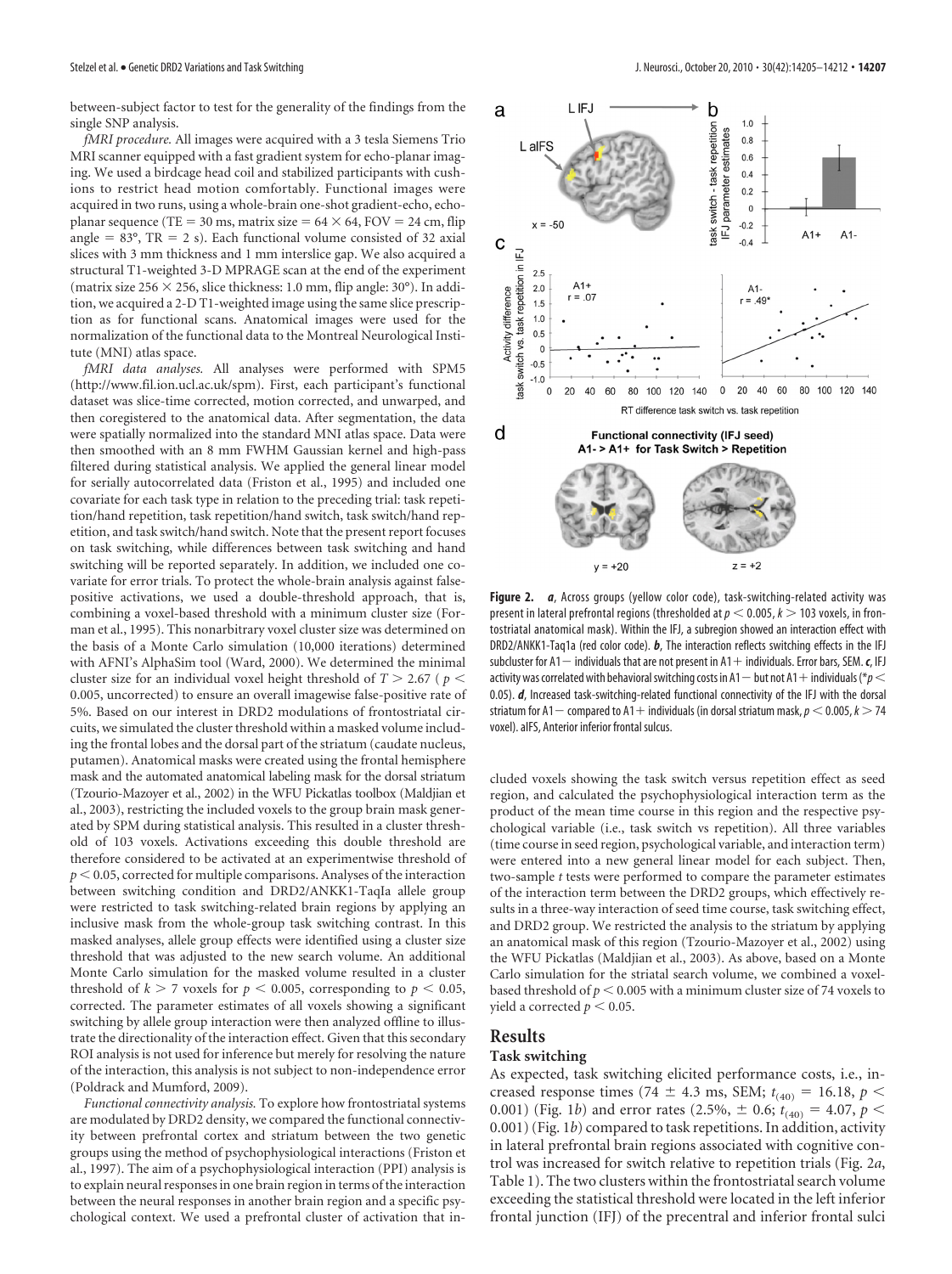between-subject factor to test for the generality of the findings from the single SNP analysis.

*fMRI procedure.* All images were acquired with a 3 tesla Siemens Trio MRI scanner equipped with a fast gradient system for echo-planar imaging. We used a birdcage head coil and stabilized participants with cushions to restrict head motion comfortably. Functional images were acquired in two runs, using a whole-brain one-shot gradient-echo, echo-planar sequence (TE = 30 ms, matrix size = $64 \times 64$, FOV = 24 cm, flip angle = 83°, TR = 2 s). Each functional volume consisted of 32 axial slices with 3 mm thickness and 1 mm interslice gap. We also acquired a structural T1-weighted 3-D MPRAGE scan at the end of the experiment (matrix size $256 \times 256$, slice thickness: 1.0 mm, flip angle: 30°). In addition, we acquired a 2-D T1-weighted image using the same slice prescription as for functional scans. Anatomical images were used for the normalization of the functional data to the Montreal Neurological Institute (MNI) atlas space.

*fMRI data analyses.* All analyses were performed with SPM5 (http://www.fil.ion.ucl.ac.uk/spm). First, each participant's functional dataset was slice-time corrected, motion corrected, and unwarped, and then coregistered to the anatomical data. After segmentation, the data were spatially normalized into the standard MNI atlas space. Data were then smoothed with an 8 mm FWHM Gaussian kernel and high-pass filtered during statistical analysis. We applied the general linear model for serially autocorrelated data (Friston et al., 1995) and included one covariate for each task type in relation to the preceding trial: task repetition/hand repetition, task repetition/hand switch, task switch/hand repetition, and task switch/hand switch. Note that the present report focuses on task switching, while differences between task switching and hand switching will be reported separately. In addition, we included one covariate for error trials. To protect the whole-brain analysis against false-positive activations, we used a double-threshold approach, that is, combining a voxel-based threshold with a minimum cluster size (Forman et al., 1995). This nonarbitrary voxel cluster size was determined on the basis of a Monte Carlo simulation (10,000 iterations) determined with AFNI's AlphaSim tool (Ward, 2000). We determined the minimal cluster size for an individual voxel height threshold of $T > 2.67$ ($p < 0.005$, uncorrected) to ensure an overall imagewise false-positive rate of 5%. Based on our interest in DRD2 modulations of frontostriatal circuits, we simulated the cluster threshold within a masked volume including the frontal lobes and the dorsal part of the striatum (caudate nucleus, putamen). Anatomical masks were created using the frontal hemisphere mask and the automated anatomical labeling mask for the dorsal striatum (Tzourio-Mazoyer et al., 2002) in the WFU Pickatlas toolbox (Maldjian et al., 2003), restricting the included voxels to the group brain mask generated by SPM during statistical analysis. This resulted in a cluster threshold of 103 voxels. Activations exceeding this double threshold are therefore considered to be activated at an experimentwise threshold of $p < 0.05$, corrected for multiple comparisons. Analyses of the interaction between switching condition and DRD2/ANKK1-TaqIa allele group were restricted to task switching-related brain regions by applying an inclusive mask from the whole-group task switching contrast. In this masked analyses, allele group effects were identified using a cluster size threshold that was adjusted to the new search volume. An additional Monte Carlo simulation for the masked volume resulted in a cluster threshold of $k > 7$ voxels for $p < 0.005$, corresponding to $p < 0.05$, corrected. The parameter estimates of all voxels showing a significant switching by allele group interaction were then analyzed offline to illustrate the directionality of the interaction effect. Given that this secondary ROI analysis is not used for inference but merely for resolving the nature of the interaction, this analysis is not subject to non-independence error (Poldrack and Mumford, 2009).

*Functional connectivity analysis.* To explore how frontostriatal systems are modulated by DRD2 density, we compared the functional connectivity between prefrontal cortex and striatum between the two genetic groups using the method of psychophysiological interactions (Friston et al., 1997). The aim of a psychophysiological interaction (PPI) analysis is to explain neural responses in one brain region in terms of the interaction between the neural responses in another brain region and a specific psychological context. We used a prefrontal cluster of activation that included voxels showing the task switch versus repetition effect as seed region, and calculated the psychophysiological interaction term as the product of the mean time course in this region and the respective psychological variable (i.e., task switch vs repetition). All three variables (time course in seed region, psychological variable, and interaction term) were entered into a new general linear model for each subject. Then, two-sample *t* tests were performed to compare the parameter estimates of the interaction term between the DRD2 groups, which effectively results in a three-way interaction of seed time course, task switching effect, and DRD2 group. We restricted the analysis to the striatum by applying an anatomical mask of this region (Tzourio-Mazoyer et al., 2002) using the WFU Pickatlas (Maldjian et al., 2003). As above, based on a Monte Carlo simulation for the striatal search volume, we combined a voxel-based threshold of $p < 0.005$ with a minimum cluster size of 74 voxels to yield a corrected $p < 0.05$.

**Figure 2.** ***a***, Across groups (yellow color code), task-switching-related activity was present in lateral prefrontal regions (thresholded at $p < 0.005$, $k > 103$ voxels, in frontostriatal anatomical mask). Within the IFJ, a subregion showed an interaction effect with DRD2/ANKK1-Taq1a (red color code). ***b***, The interaction reflects switching effects in the IFJ subcluster for A1− individuals that are not present in A1+ individuals. Error bars, SEM. ***c***, IFJ activity was correlated with behavioral switching costs in A1− but not A1+ individuals (\*$p < 0.05$). ***d***, Increased task-switching-related functional connectivity of the IFJ with the dorsal striatum for A1− compared to A1+ individuals (in dorsal striatum mask, $p < 0.005$, $k > 74$ voxel). aIFS, Anterior inferior frontal sulcus.

## Results

### Task switching

As expected, task switching elicited performance costs, i.e., increased response times (74 ± 4.3 ms, SEM; $t_{(40)} = 16.18$, $p < 0.001$) (Fig. 1*b*) and error rates (2.5%, ± 0.6; $t_{(40)} = 4.07$, $p < 0.001$) (Fig. 1*b*) compared to task repetitions. In addition, activity in lateral prefrontal brain regions associated with cognitive control was increased for switch relative to repetition trials (Fig. 2*a*, Table 1). The two clusters within the frontostriatal search volume exceeding the statistical threshold were located in the left inferior frontal junction (IFJ) of the precentral and inferior frontal sulci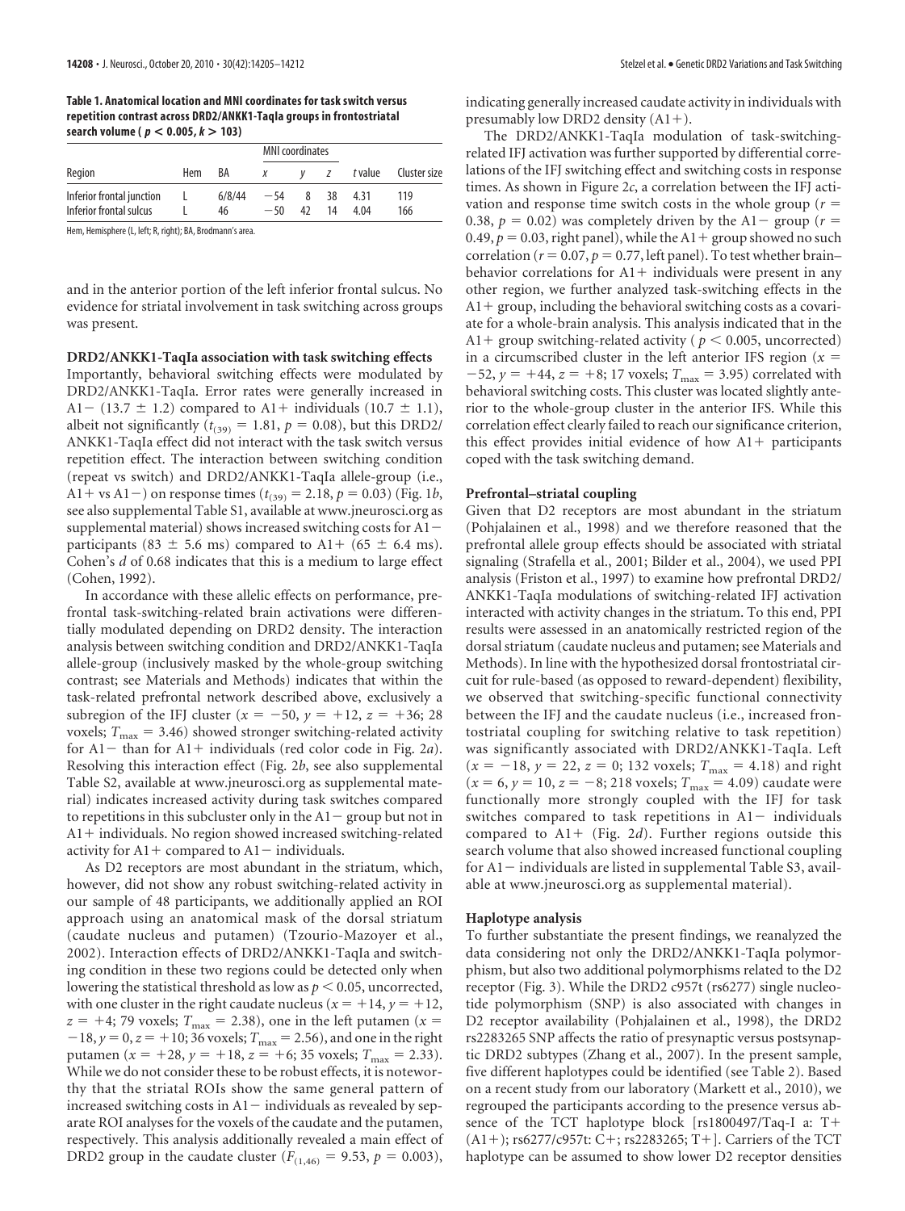**Table 1. Anatomical location and MNI coordinates for task switch versus repetition contrast across DRD2/ANKK1-TaqIa groups in frontostriatal search volume ( $p < 0.005$, $k > 103$)**

| Region | Hem | BA | MNI coordinates *x* | *y* | *z* | *t* value | Cluster size |
|---|---|---|---|---|---|---|---|
| Inferior frontal junction | L | 6/8/44 | −54 | 8 | 38 | 4.31 | 119 |
| Inferior frontal sulcus | L | 46 | −50 | 42 | 14 | 4.04 | 166 |

Hem, Hemisphere (L, left; R, right); BA, Brodmann's area.

and in the anterior portion of the left inferior frontal sulcus. No evidence for striatal involvement in task switching across groups was present.

### DRD2/ANKK1-TaqIa association with task switching effects

Importantly, behavioral switching effects were modulated by DRD2/ANKK1-TaqIa. Error rates were generally increased in A1− (13.7 ± 1.2) compared to A1+ individuals (10.7 ± 1.1), albeit not significantly ($t_{(39)} = 1.81$, $p = 0.08$), but this DRD2/ANKK1-TaqIa effect did not interact with the task switch versus repetition effect. The interaction between switching condition (repeat vs switch) and DRD2/ANKK1-TaqIa allele-group (i.e., A1+ vs A1−) on response times ($t_{(39)} = 2.18$, $p = 0.03$) (Fig. 1*b*, see also supplemental Table S1, available at www.jneurosci.org as supplemental material) shows increased switching costs for A1− participants (83 ± 5.6 ms) compared to A1+ (65 ± 6.4 ms). Cohen's *d* of 0.68 indicates that this is a medium to large effect (Cohen, 1992).

In accordance with these allelic effects on performance, prefrontal task-switching-related brain activations were differentially modulated depending on DRD2 density. The interaction analysis between switching condition and DRD2/ANKK1-TaqIa allele-group (inclusively masked by the whole-group switching contrast; see Materials and Methods) indicates that within the task-related prefrontal network described above, exclusively a subregion of the IFJ cluster ($x = -50$, $y = +12$, $z = +36$; 28 voxels; $T_{max} = 3.46$) showed stronger switching-related activity for A1− than for A1+ individuals (red color code in Fig. 2*a*). Resolving this interaction effect (Fig. 2*b*, see also supplemental Table S2, available at www.jneurosci.org as supplemental material) indicates increased activity during task switches compared to repetitions in this subcluster only in the A1− group but not in A1+ individuals. No region showed increased switching-related activity for A1+ compared to A1− individuals.

As D2 receptors are most abundant in the striatum, which, however, did not show any robust switching-related activity in our sample of 48 participants, we additionally applied an ROI approach using an anatomical mask of the dorsal striatum (caudate nucleus and putamen) (Tzourio-Mazoyer et al., 2002). Interaction effects of DRD2/ANKK1-TaqIa and switching condition in these two regions could be detected only when lowering the statistical threshold as low as $p < 0.05$, uncorrected, with one cluster in the right caudate nucleus ($x = +14$, $y = +12$, $z = +4$; 79 voxels; $T_{max} = 2.38$), one in the left putamen ($x = -18$, $y = 0$, $z = +10$; 36 voxels; $T_{max} = 2.56$), and one in the right putamen ($x = +28$, $y = +18$, $z = +6$; 35 voxels; $T_{max} = 2.33$). While we do not consider these to be robust effects, it is noteworthy that the striatal ROIs show the same general pattern of increased switching costs in A1− individuals as revealed by separate ROI analyses for the voxels of the caudate and the putamen, respectively. This analysis additionally revealed a main effect of DRD2 group in the caudate cluster ($F_{(1,46)} = 9.53$, $p = 0.003$), indicating generally increased caudate activity in individuals with presumably low DRD2 density (A1+).

The DRD2/ANKK1-TaqIa modulation of task-switching-related IFJ activation was further supported by differential correlations of the IFJ switching effect and switching costs in response times. As shown in Figure 2*c*, a correlation between the IFJ activation and response time switch costs in the whole group ($r = 0.38$, $p = 0.02$) was completely driven by the A1− group ($r = 0.49$, $p = 0.03$, right panel), while the A1+ group showed no such correlation ($r = 0.07$, $p = 0.77$, left panel). To test whether brain–behavior correlations for A1+ individuals were present in any other region, we further analyzed task-switching effects in the A1+ group, including the behavioral switching costs as a covariate for a whole-brain analysis. This analysis indicated that in the A1+ group switching-related activity ($p < 0.005$, uncorrected) in a circumscribed cluster in the left anterior IFS region ($x = -52$, $y = +44$, $z = +8$; 17 voxels; $T_{max} = 3.95$) correlated with behavioral switching costs. This cluster was located slightly anterior to the whole-group cluster in the anterior IFS. While this correlation effect clearly failed to reach our significance criterion, this effect provides initial evidence of how A1+ participants coped with the task switching demand.

### Prefrontal–striatal coupling

Given that D2 receptors are most abundant in the striatum (Pohjalainen et al., 1998) and we therefore reasoned that the prefrontal allele group effects should be associated with striatal signaling (Strafella et al., 2001; Bilder et al., 2004), we used PPI analysis (Friston et al., 1997) to examine how prefrontal DRD2/ANKK1-TaqIa modulations of switching-related IFJ activation interacted with activity changes in the striatum. To this end, PPI results were assessed in an anatomically restricted region of the dorsal striatum (caudate nucleus and putamen; see Materials and Methods). In line with the hypothesized dorsal frontostriatal circuit for rule-based (as opposed to reward-dependent) flexibility, we observed that switching-specific functional connectivity between the IFJ and the caudate nucleus (i.e., increased frontostriatal coupling for switching relative to task repetition) was significantly associated with DRD2/ANKK1-TaqIa. Left ($x = -18$, $y = 22$, $z = 0$; 132 voxels; $T_{max} = 4.18$) and right ($x = 6$, $y = 10$, $z = -8$; 218 voxels; $T_{max} = 4.09$) caudate were functionally more strongly coupled with the IFJ for task switches compared to task repetitions in A1− individuals compared to A1+ (Fig. 2*d*). Further regions outside this search volume that also showed increased functional coupling for A1− individuals are listed in supplemental Table S3, available at www.jneurosci.org as supplemental material).

### Haplotype analysis

To further substantiate the present findings, we reanalyzed the data considering not only the DRD2/ANKK1-TaqIa polymorphism, but also two additional polymorphisms related to the D2 receptor (Fig. 3). While the DRD2 c957t (rs6277) single nucleotide polymorphism (SNP) is also associated with changes in D2 receptor availability (Pohjalainen et al., 1998), the DRD2 rs2283265 SNP affects the ratio of presynaptic versus postsynaptic DRD2 subtypes (Zhang et al., 2007). In the present sample, five different haplotypes could be identified (see Table 2). Based on a recent study from our laboratory (Markett et al., 2010), we regrouped the participants according to the presence versus absence of the TCT haplotype block [rs1800497/Taq-I a: T+ (A1+); rs6277/c957t: C+; rs2283265; T+]. Carriers of the TCT haplotype can be assumed to show lower D2 receptor densities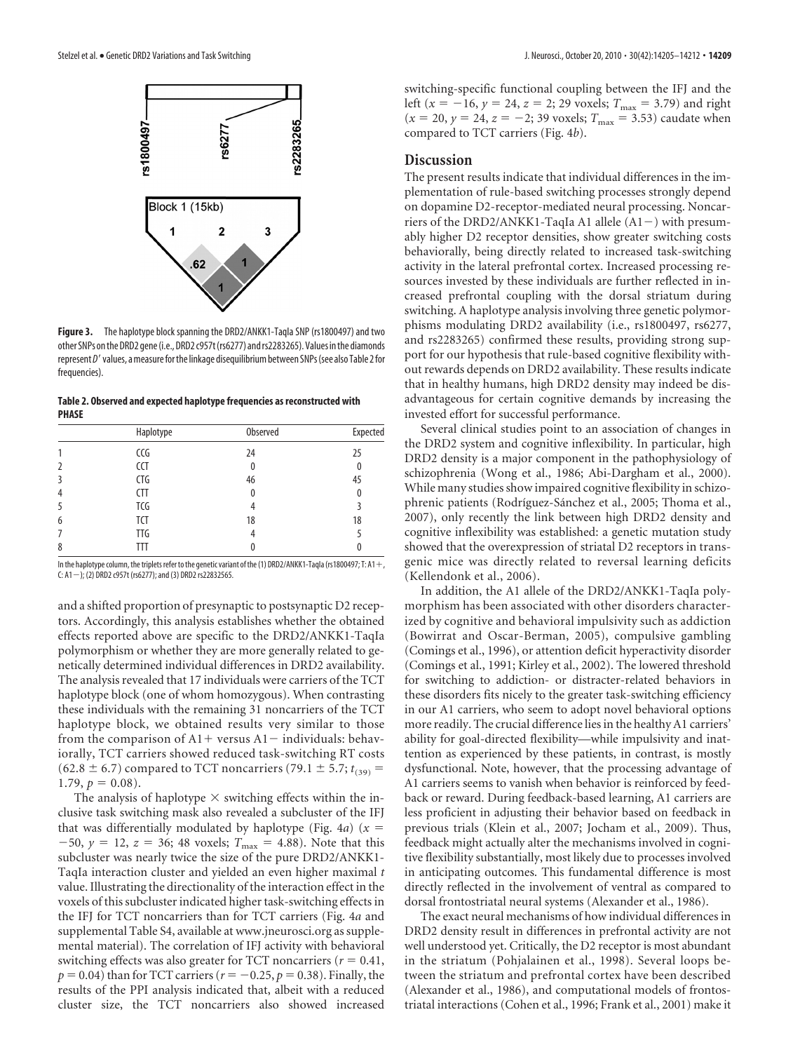**Figure 3.** The haplotype block spanning the DRD2/ANKK1-TaqIa SNP (rs1800497) and two other SNPs on the DRD2 gene (i.e., DRD2 c957t (rs6277) and rs2283265). Values in the diamonds represent *D′* values, a measure for the linkage disequilibrium between SNPs (see also Table 2 for frequencies).

**Table 2. Observed and expected haplotype frequencies as reconstructed with PHASE**

| | Haplotype | Observed | Expected |
|---|---|---|---|
| 1 | CCG | 24 | 25 |
| 2 | CCT | 0 | 0 |
| 3 | CTG | 46 | 45 |
| 4 | CTT | 0 | 0 |
| 5 | TCG | 4 | 3 |
| 6 | TCT | 18 | 18 |
| 7 | TTG | 4 | 5 |
| 8 | TTT | 0 | 0 |

In the haplotype column, the triplets refer to the genetic variant of the (1) DRD2/ANKK1-TaqIa (rs1800497; T: A1+, C: A1−); (2) DRD2 c957t (rs6277); and (3) DRD2 rs22832565.

and a shifted proportion of presynaptic to postsynaptic D2 receptors. Accordingly, this analysis establishes whether the obtained effects reported above are specific to the DRD2/ANKK1-TaqIa polymorphism or whether they are more generally related to genetically determined individual differences in DRD2 availability. The analysis revealed that 17 individuals were carriers of the TCT haplotype block (one of whom homozygous). When contrasting these individuals with the remaining 31 noncarriers of the TCT haplotype block, we obtained results very similar to those from the comparison of A1+ versus A1− individuals: behaviorally, TCT carriers showed reduced task-switching RT costs (62.8 ± 6.7) compared to TCT noncarriers (79.1 ± 5.7; $t_{(39)} = 1.79$, $p = 0.08$).

The analysis of haplotype × switching effects within the inclusive task switching mask also revealed a subcluster of the IFJ that was differentially modulated by haplotype (Fig. 4*a*) ($x = -50$, $y = 12$, $z = 36$; 48 voxels; $T_{max} = 4.88$). Note that this subcluster was nearly twice the size of the pure DRD2/ANKK1-TaqIa interaction cluster and yielded an even higher maximal *t* value. Illustrating the directionality of the interaction effect in the voxels of this subcluster indicated higher task-switching effects in the IFJ for TCT noncarriers than for TCT carriers (Fig. 4*a* and supplemental Table S4, available at www.jneurosci.org as supplemental material). The correlation of IFJ activity with behavioral switching effects was also greater for TCT noncarriers ($r = 0.41$, $p = 0.04$) than for TCT carriers ($r = -0.25$, $p = 0.38$). Finally, the results of the PPI analysis indicated that, albeit with a reduced cluster size, the TCT noncarriers also showed increased switching-specific functional coupling between the IFJ and the left ($x = -16$, $y = 24$, $z = 2$; 29 voxels; $T_{max} = 3.79$) and right ($x = 20$, $y = 24$, $z = -2$; 39 voxels; $T_{max} = 3.53$) caudate when compared to TCT carriers (Fig. 4*b*).

## Discussion

The present results indicate that individual differences in the implementation of rule-based switching processes strongly depend on dopamine D2-receptor-mediated neural processing. Noncarriers of the DRD2/ANKK1-TaqIa A1 allele (A1−) with presumably higher D2 receptor densities, show greater switching costs behaviorally, being directly related to increased task-switching activity in the lateral prefrontal cortex. Increased processing resources invested by these individuals are further reflected in increased prefrontal coupling with the dorsal striatum during switching. A haplotype analysis involving three genetic polymorphisms modulating DRD2 availability (i.e., rs1800497, rs6277, and rs2283265) confirmed these results, providing strong support for our hypothesis that rule-based cognitive flexibility without rewards depends on DRD2 availability. These results indicate that in healthy humans, high DRD2 density may indeed be disadvantageous for certain cognitive demands by increasing the invested effort for successful performance.

Several clinical studies point to an association of changes in the DRD2 system and cognitive inflexibility. In particular, high DRD2 density is a major component in the pathophysiology of schizophrenia (Wong et al., 1986; Abi-Dargham et al., 2000). While many studies show impaired cognitive flexibility in schizophrenic patients (Rodríguez-Sánchez et al., 2005; Thoma et al., 2007), only recently the link between high DRD2 density and cognitive inflexibility was established: a genetic mutation study showed that the overexpression of striatal D2 receptors in transgenic mice was directly related to reversal learning deficits (Kellendonk et al., 2006).

In addition, the A1 allele of the DRD2/ANKK1-TaqIa polymorphism has been associated with other disorders characterized by cognitive and behavioral impulsivity such as addiction (Bowirrat and Oscar-Berman, 2005), compulsive gambling (Comings et al., 1996), or attention deficit hyperactivity disorder (Comings et al., 1991; Kirley et al., 2002). The lowered threshold for switching to addiction- or distracter-related behaviors in these disorders fits nicely to the greater task-switching efficiency in our A1 carriers, who seem to adopt novel behavioral options more readily. The crucial difference lies in the healthy A1 carriers' ability for goal-directed flexibility—while impulsivity and inattention as experienced by these patients, in contrast, is mostly dysfunctional. Note, however, that the processing advantage of A1 carriers seems to vanish when behavior is reinforced by feedback or reward. During feedback-based learning, A1 carriers are less proficient in adjusting their behavior based on feedback in previous trials (Klein et al., 2007; Jocham et al., 2009). Thus, feedback might actually alter the mechanisms involved in cognitive flexibility substantially, most likely due to processes involved in anticipating outcomes. This fundamental difference is most directly reflected in the involvement of ventral as compared to dorsal frontostriatal neural systems (Alexander et al., 1986).

The exact neural mechanisms of how individual differences in DRD2 density result in differences in prefrontal activity are not well understood yet. Critically, the D2 receptor is most abundant in the striatum (Pohjalainen et al., 1998). Several loops between the striatum and prefrontal cortex have been described (Alexander et al., 1986), and computational models of frontostriatal interactions (Cohen et al., 1996; Frank et al., 2001) make it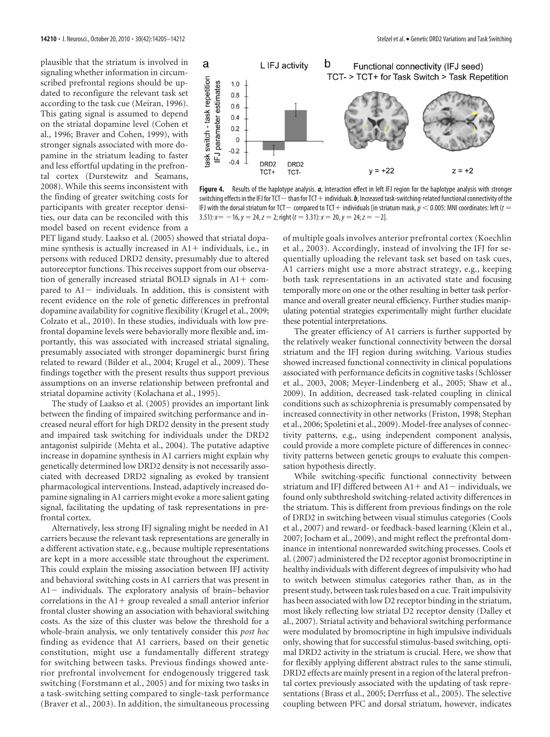plausible that the striatum is involved in signaling whether information in circumscribed prefrontal regions should be updated to reconfigure the relevant task set according to the task cue (Meiran, 1996). This gating signal is assumed to depend on the striatal dopamine level (Cohen et al., 1996; Braver and Cohen, 1999), with stronger signals associated with more dopamine in the striatum leading to faster and less effortful updating in the prefrontal cortex (Durstewitz and Seamans, 2008). While this seems inconsistent with the finding of greater switching costs for participants with greater receptor densities, our data can be reconciled with this model based on recent evidence from a PET ligand study. Laakso et al. (2005) showed that striatal dopamine synthesis is actually increased in A1+ individuals, i.e., in persons with reduced DRD2 density, presumably due to altered autoreceptor functions. This receives support from our observation of generally increased striatal BOLD signals in A1+ compared to A1− individuals. In addition, this is consistent with recent evidence on the role of genetic differences in prefrontal dopamine availability for cognitive flexibility (Krugel et al., 2009; Colzato et al., 2010). In these studies, individuals with low prefrontal dopamine levels were behaviorally more flexible and, importantly, this was associated with increased striatal signaling, presumably associated with stronger dopaminergic burst firing related to reward (Bilder et al., 2004; Krugel et al., 2009). These findings together with the present results thus support previous assumptions on an inverse relationship between prefrontal and striatal dopamine activity (Kolachana et al., 1995).

**Figure 4.** Results of the haplotype analysis. ***a***, Interaction effect in left IFJ region for the haplotype analysis with stronger switching effects in the IFJ for TCT− than for TCT+ individuals. ***b***, Increased task-switching-related functional connectivity of the IFJ with the dorsal striatum for TCT− compared to TCT+ individuals [in striatum mask, $p < 0.005$: MNI coordinates: left ($t = 3.51$): $x = -16, y = 24, z = 2$; right ($t = 3.31$): $x = 20, y = 24; z = -2$].

The study of Laakso et al. (2005) provides an important link between the finding of impaired switching performance and increased neural effort for high DRD2 density in the present study and impaired task switching for individuals under the DRD2 antagonist sulpiride (Mehta et al., 2004). The putative adaptive increase in dopamine synthesis in A1 carriers might explain why genetically determined low DRD2 density is not necessarily associated with decreased DRD2 signaling as evoked by transient pharmacological interventions. Instead, adaptively increased dopamine signaling in A1 carriers might evoke a more salient gating signal, facilitating the updating of task representations in prefrontal cortex.

Alternatively, less strong IFJ signaling might be needed in A1 carriers because the relevant task representations are generally in a different activation state, e.g., because multiple representations are kept in a more accessible state throughout the experiment. This could explain the missing association between IFJ activity and behavioral switching costs in A1 carriers that was present in A1− individuals. The exploratory analysis of brain–behavior correlations in the A1+ group revealed a small anterior inferior frontal cluster showing an association with behavioral switching costs. As the size of this cluster was below the threshold for a whole-brain analysis, we only tentatively consider this *post hoc* finding as evidence that A1 carriers, based on their genetic constitution, might use a fundamentally different strategy for switching between tasks. Previous findings showed anterior prefrontal involvement for endogenously triggered task switching (Forstmann et al., 2005) and for mixing two tasks in a task-switching setting compared to single-task performance (Braver et al., 2003). In addition, the simultaneous processing of multiple goals involves anterior prefrontal cortex (Koechlin et al., 2003). Accordingly, instead of involving the IFJ for sequentially uploading the relevant task set based on task cues, A1 carriers might use a more abstract strategy, e.g., keeping both task representations in an activated state and focusing temporally more on one or the other resulting in better task performance and overall greater neural efficiency. Further studies manipulating potential strategies experimentally might further elucidate these potential interpretations.

The greater efficiency of A1 carriers is further supported by the relatively weaker functional connectivity between the dorsal striatum and the IFJ region during switching. Various studies showed increased functional connectivity in clinical populations associated with performance deficits in cognitive tasks (Schlösser et al., 2003, 2008; Meyer-Lindenberg et al., 2005; Shaw et al., 2009). In addition, decreased task-related coupling in clinical conditions such as schizophrenia is presumably compensated by increased connectivity in other networks (Friston, 1998; Stephan et al., 2006; Spoletini et al., 2009). Model-free analyses of connectivity patterns, e.g., using independent component analysis, could provide a more complete picture of differences in connectivity patterns between genetic groups to evaluate this compensation hypothesis directly.

While switching-specific functional connectivity between striatum and IFJ differed between A1+ and A1− individuals, we found only subthreshold switching-related activity differences in the striatum. This is different from previous findings on the role of DRD2 in switching between visual stimulus categories (Cools et al., 2007) and reward- or feedback-based learning (Klein et al., 2007; Jocham et al., 2009), and might reflect the prefrontal dominance in intentional nonrewarded switching processes. Cools et al. (2007) administered the D2 receptor agonist bromocriptine in healthy individuals with different degrees of impulsivity who had to switch between stimulus categories rather than, as in the present study, between task rules based on a cue. Trait impulsivity has been associated with low D2 receptor binding in the striatum, most likely reflecting low striatal D2 receptor density (Dalley et al., 2007). Striatal activity and behavioral switching performance were modulated by bromocriptine in high impulsive individuals only, showing that for successful stimulus-based switching, optimal DRD2 activity in the striatum is crucial. Here, we show that for flexibly applying different abstract rules to the same stimuli, DRD2 effects are mainly present in a region of the lateral prefrontal cortex previously associated with the updating of task representations (Brass et al., 2005; Derrfuss et al., 2005). The selective coupling between PFC and dorsal striatum, however, indicates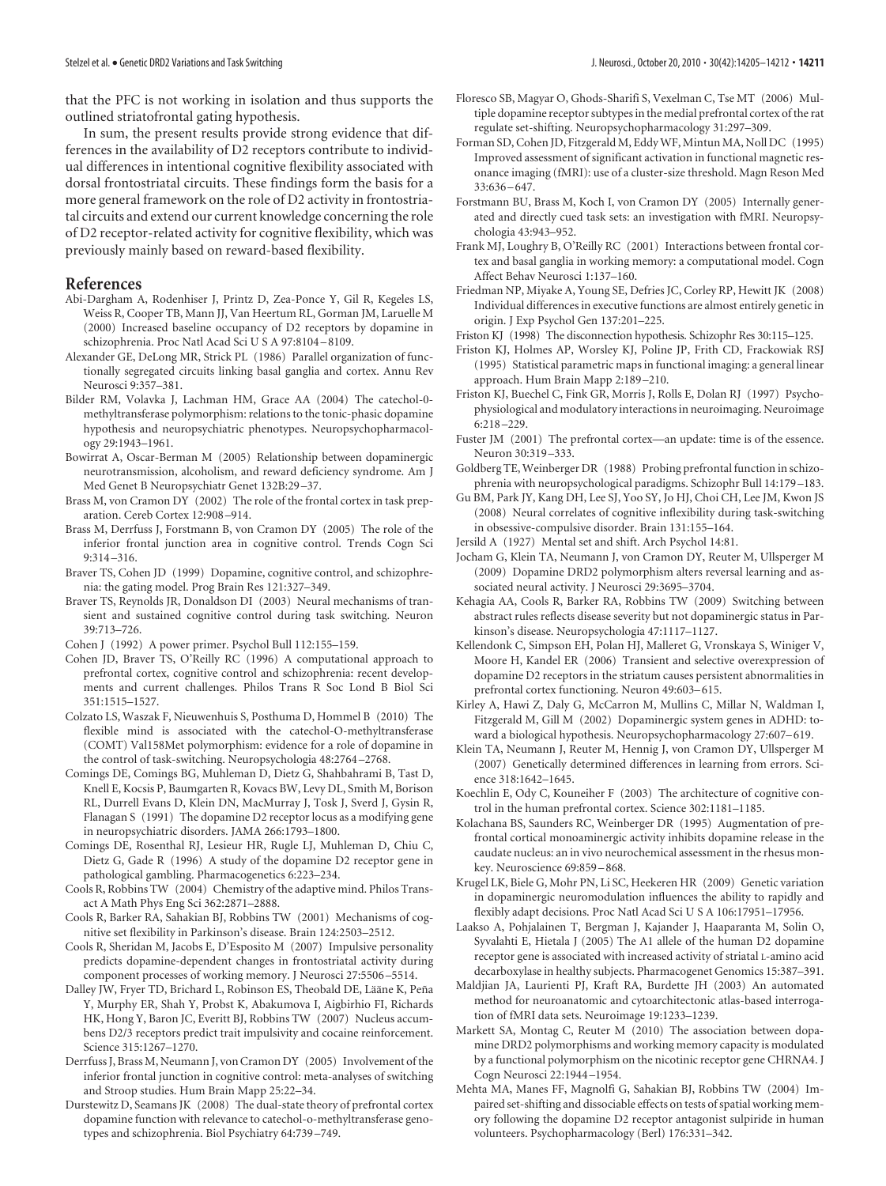that the PFC is not working in isolation and thus supports the outlined striatofrontal gating hypothesis.

In sum, the present results provide strong evidence that differences in the availability of D2 receptors contribute to individual differences in intentional cognitive flexibility associated with dorsal frontostriatal circuits. These findings form the basis for a more general framework on the role of D2 activity in frontostriatal circuits and extend our current knowledge concerning the role of D2 receptor-related activity for cognitive flexibility, which was previously mainly based on reward-based flexibility.

## References

Abi-Dargham A, Rodenhiser J, Printz D, Zea-Ponce Y, Gil R, Kegeles LS, Weiss R, Cooper TB, Mann JJ, Van Heertum RL, Gorman JM, Laruelle M (2000) Increased baseline occupancy of D2 receptors by dopamine in schizophrenia. Proc Natl Acad Sci U S A 97:8104–8109.

Alexander GE, DeLong MR, Strick PL (1986) Parallel organization of functionally segregated circuits linking basal ganglia and cortex. Annu Rev Neurosci 9:357–381.

Bilder RM, Volavka J, Lachman HM, Grace AA (2004) The catechol-0-methyltransferase polymorphism: relations to the tonic-phasic dopamine hypothesis and neuropsychiatric phenotypes. Neuropsychopharmacology 29:1943–1961.

Bowirrat A, Oscar-Berman M (2005) Relationship between dopaminergic neurotransmission, alcoholism, and reward deficiency syndrome. Am J Med Genet B Neuropsychiatr Genet 132B:29–37.

Brass M, von Cramon DY (2002) The role of the frontal cortex in task preparation. Cereb Cortex 12:908–914.

Brass M, Derrfuss J, Forstmann B, von Cramon DY (2005) The role of the inferior frontal junction area in cognitive control. Trends Cogn Sci 9:314–316.

Braver TS, Cohen JD (1999) Dopamine, cognitive control, and schizophrenia: the gating model. Prog Brain Res 121:327–349.

Braver TS, Reynolds JR, Donaldson DI (2003) Neural mechanisms of transient and sustained cognitive control during task switching. Neuron 39:713–726.

Cohen J (1992) A power primer. Psychol Bull 112:155–159.

Cohen JD, Braver TS, O'Reilly RC (1996) A computational approach to prefrontal cortex, cognitive control and schizophrenia: recent developments and current challenges. Philos Trans R Soc Lond B Biol Sci 351:1515–1527.

Colzato LS, Waszak F, Nieuwenhuis S, Posthuma D, Hommel B (2010) The flexible mind is associated with the catechol-O-methyltransferase (COMT) Val158Met polymorphism: evidence for a role of dopamine in the control of task-switching. Neuropsychologia 48:2764–2768.

Comings DE, Comings BG, Muhleman D, Dietz G, Shahbahrami B, Tast D, Knell E, Kocsis P, Baumgarten R, Kovacs BW, Levy DL, Smith M, Borison RL, Durrell Evans D, Klein DN, MacMurray J, Tosk J, Sverd J, Gysin R, Flanagan S (1991) The dopamine D2 receptor locus as a modifying gene in neuropsychiatric disorders. JAMA 266:1793–1800.

Comings DE, Rosenthal RJ, Lesieur HR, Rugle LJ, Muhleman D, Chiu C, Dietz G, Gade R (1996) A study of the dopamine D2 receptor gene in pathological gambling. Pharmacogenetics 6:223–234.

Cools R, Robbins TW (2004) Chemistry of the adaptive mind. Philos Transact A Math Phys Eng Sci 362:2871–2888.

Cools R, Barker RA, Sahakian BJ, Robbins TW (2001) Mechanisms of cognitive set flexibility in Parkinson's disease. Brain 124:2503–2512.

Cools R, Sheridan M, Jacobs E, D'Esposito M (2007) Impulsive personality predicts dopamine-dependent changes in frontostriatal activity during component processes of working memory. J Neurosci 27:5506–5514.

Dalley JW, Fryer TD, Brichard L, Robinson ES, Theobald DE, Lääne K, Peña Y, Murphy ER, Shah Y, Probst K, Abakumova I, Aigbirhio FI, Richards HK, Hong Y, Baron JC, Everitt BJ, Robbins TW (2007) Nucleus accumbens D2/3 receptors predict trait impulsivity and cocaine reinforcement. Science 315:1267–1270.

Derrfuss J, Brass M, Neumann J, von Cramon DY (2005) Involvement of the inferior frontal junction in cognitive control: meta-analyses of switching and Stroop studies. Hum Brain Mapp 25:22–34.

Durstewitz D, Seamans JK (2008) The dual-state theory of prefrontal cortex dopamine function with relevance to catechol-o-methyltransferase genotypes and schizophrenia. Biol Psychiatry 64:739–749.

Floresco SB, Magyar O, Ghods-Sharifi S, Vexelman C, Tse MT (2006) Multiple dopamine receptor subtypes in the medial prefrontal cortex of the rat regulate set-shifting. Neuropsychopharmacology 31:297–309.

Forman SD, Cohen JD, Fitzgerald M, Eddy WF, Mintun MA, Noll DC (1995) Improved assessment of significant activation in functional magnetic resonance imaging (fMRI): use of a cluster-size threshold. Magn Reson Med 33:636–647.

Forstmann BU, Brass M, Koch I, von Cramon DY (2005) Internally generated and directly cued task sets: an investigation with fMRI. Neuropsychologia 43:943–952.

Frank MJ, Loughry B, O'Reilly RC (2001) Interactions between frontal cortex and basal ganglia in working memory: a computational model. Cogn Affect Behav Neurosci 1:137–160.

Friedman NP, Miyake A, Young SE, Defries JC, Corley RP, Hewitt JK (2008) Individual differences in executive functions are almost entirely genetic in origin. J Exp Psychol Gen 137:201–225.

Friston KJ (1998) The disconnection hypothesis. Schizophr Res 30:115–125.

Friston KJ, Holmes AP, Worsley KJ, Poline JP, Frith CD, Frackowiak RSJ (1995) Statistical parametric maps in functional imaging: a general linear approach. Hum Brain Mapp 2:189–210.

Friston KJ, Buechel C, Fink GR, Morris J, Rolls E, Dolan RJ (1997) Psychophysiological and modulatory interactions in neuroimaging. Neuroimage 6:218–229.

Fuster JM (2001) The prefrontal cortex—an update: time is of the essence. Neuron 30:319–333.

Goldberg TE, Weinberger DR (1988) Probing prefrontal function in schizophrenia with neuropsychological paradigms. Schizophr Bull 14:179–183.

Gu BM, Park JY, Kang DH, Lee SJ, Yoo SY, Jo HJ, Choi CH, Lee JM, Kwon JS (2008) Neural correlates of cognitive inflexibility during task-switching in obsessive-compulsive disorder. Brain 131:155–164.

Jersild A (1927) Mental set and shift. Arch Psychol 14:81.

Jocham G, Klein TA, Neumann J, von Cramon DY, Reuter M, Ullsperger M (2009) Dopamine DRD2 polymorphism alters reversal learning and associated neural activity. J Neurosci 29:3695–3704.

Kehagia AA, Cools R, Barker RA, Robbins TW (2009) Switching between abstract rules reflects disease severity but not dopaminergic status in Parkinson's disease. Neuropsychologia 47:1117–1127.

Kellendonk C, Simpson EH, Polan HJ, Malleret G, Vronskaya S, Winiger V, Moore H, Kandel ER (2006) Transient and selective overexpression of dopamine D2 receptors in the striatum causes persistent abnormalities in prefrontal cortex functioning. Neuron 49:603–615.

Kirley A, Hawi Z, Daly G, McCarron M, Mullins C, Millar N, Waldman I, Fitzgerald M, Gill M (2002) Dopaminergic system genes in ADHD: toward a biological hypothesis. Neuropsychopharmacology 27:607–619.

Klein TA, Neumann J, Reuter M, Hennig J, von Cramon DY, Ullsperger M (2007) Genetically determined differences in learning from errors. Science 318:1642–1645.

Koechlin E, Ody C, Kouneiher F (2003) The architecture of cognitive control in the human prefrontal cortex. Science 302:1181–1185.

Kolachana BS, Saunders RC, Weinberger DR (1995) Augmentation of prefrontal cortical monoaminergic activity inhibits dopamine release in the caudate nucleus: an in vivo neurochemical assessment in the rhesus monkey. Neuroscience 69:859–868.

Krugel LK, Biele G, Mohr PN, Li SC, Heekeren HR (2009) Genetic variation in dopaminergic neuromodulation influences the ability to rapidly and flexibly adapt decisions. Proc Natl Acad Sci U S A 106:17951–17956.

Laakso A, Pohjalainen T, Bergman J, Kajander J, Haaparanta M, Solin O, Syvalahti E, Hietala J (2005) The A1 allele of the human D2 dopamine receptor gene is associated with increased activity of striatal L-amino acid decarboxylase in healthy subjects. Pharmacogenet Genomics 15:387–391.

Maldjian JA, Laurienti PJ, Kraft RA, Burdette JH (2003) An automated method for neuroanatomic and cytoarchitectonic atlas-based interrogation of fMRI data sets. Neuroimage 19:1233–1239.

Markett SA, Montag C, Reuter M (2010) The association between dopamine DRD2 polymorphisms and working memory capacity is modulated by a functional polymorphism on the nicotinic receptor gene CHRNA4. J Cogn Neurosci 22:1944–1954.

Mehta MA, Manes FF, Magnolfi G, Sahakian BJ, Robbins TW (2004) Impaired set-shifting and dissociable effects on tests of spatial working memory following the dopamine D2 receptor antagonist sulpiride in human volunteers. Psychopharmacology (Berl) 176:331–342.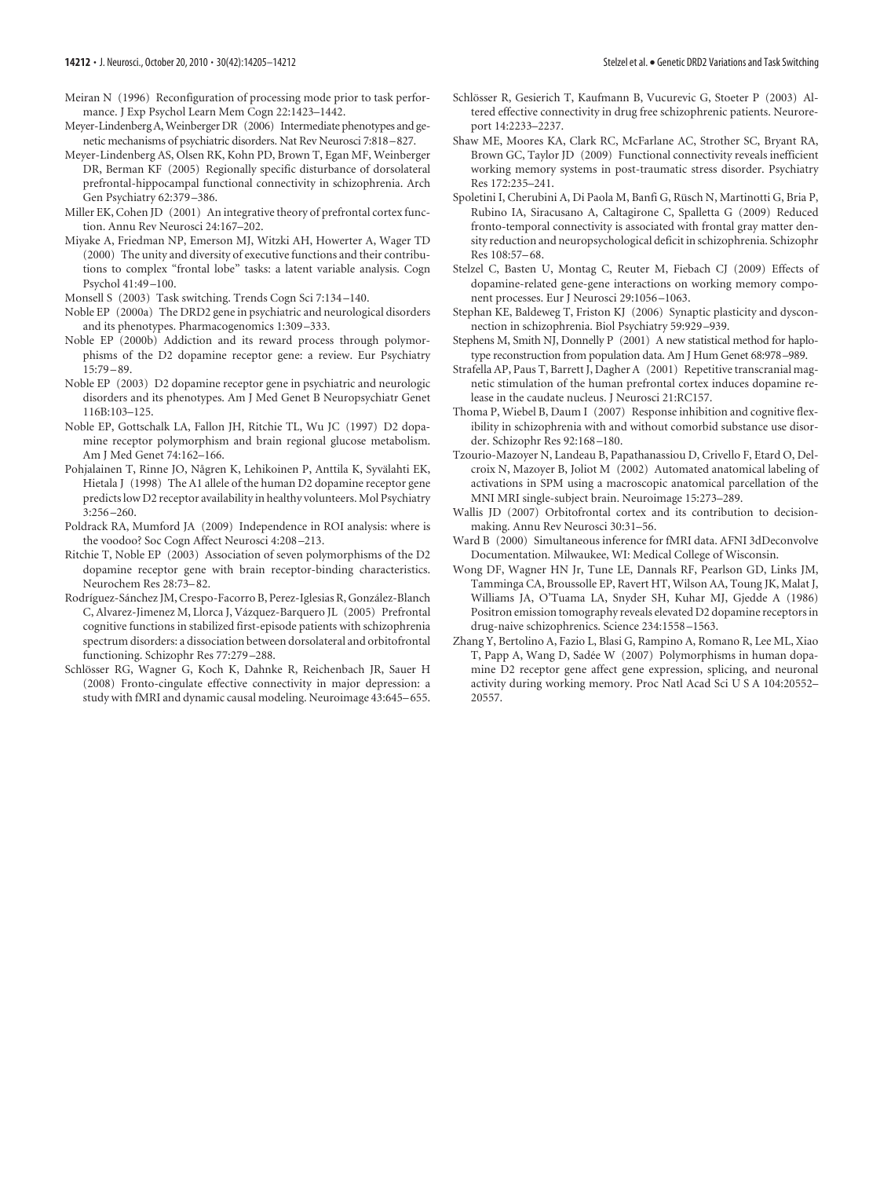Meiran N (1996) Reconfiguration of processing mode prior to task performance. J Exp Psychol Learn Mem Cogn 22:1423–1442.

Meyer-Lindenberg A, Weinberger DR (2006) Intermediate phenotypes and genetic mechanisms of psychiatric disorders. Nat Rev Neurosci 7:818–827.

Meyer-Lindenberg AS, Olsen RK, Kohn PD, Brown T, Egan MF, Weinberger DR, Berman KF (2005) Regionally specific disturbance of dorsolateral prefrontal-hippocampal functional connectivity in schizophrenia. Arch Gen Psychiatry 62:379–386.

Miller EK, Cohen JD (2001) An integrative theory of prefrontal cortex function. Annu Rev Neurosci 24:167–202.

Miyake A, Friedman NP, Emerson MJ, Witzki AH, Howerter A, Wager TD (2000) The unity and diversity of executive functions and their contributions to complex "frontal lobe" tasks: a latent variable analysis. Cogn Psychol 41:49–100.

Monsell S (2003) Task switching. Trends Cogn Sci 7:134–140.

Noble EP (2000a) The DRD2 gene in psychiatric and neurological disorders and its phenotypes. Pharmacogenomics 1:309–333.

Noble EP (2000b) Addiction and its reward process through polymorphisms of the D2 dopamine receptor gene: a review. Eur Psychiatry 15:79–89.

Noble EP (2003) D2 dopamine receptor gene in psychiatric and neurologic disorders and its phenotypes. Am J Med Genet B Neuropsychiatr Genet 116B:103–125.

Noble EP, Gottschalk LA, Fallon JH, Ritchie TL, Wu JC (1997) D2 dopamine receptor polymorphism and brain regional glucose metabolism. Am J Med Genet 74:162–166.

Pohjalainen T, Rinne JO, Någren K, Lehikoinen P, Anttila K, Syvälahti EK, Hietala J (1998) The A1 allele of the human D2 dopamine receptor gene predicts low D2 receptor availability in healthy volunteers. Mol Psychiatry 3:256–260.

Poldrack RA, Mumford JA (2009) Independence in ROI analysis: where is the voodoo? Soc Cogn Affect Neurosci 4:208–213.

Ritchie T, Noble EP (2003) Association of seven polymorphisms of the D2 dopamine receptor gene with brain receptor-binding characteristics. Neurochem Res 28:73–82.

Rodríguez-Sánchez JM, Crespo-Facorro B, Perez-Iglesias R, González-Blanch C, Alvarez-Jimenez M, Llorca J, Vázquez-Barquero JL (2005) Prefrontal cognitive functions in stabilized first-episode patients with schizophrenia spectrum disorders: a dissociation between dorsolateral and orbitofrontal functioning. Schizophr Res 77:279–288.

Schlösser RG, Wagner G, Koch K, Dahnke R, Reichenbach JR, Sauer H (2008) Fronto-cingulate effective connectivity in major depression: a study with fMRI and dynamic causal modeling. Neuroimage 43:645–655.

Schlösser R, Gesierich T, Kaufmann B, Vucurevic G, Stoeter P (2003) Altered effective connectivity in drug free schizophrenic patients. Neuroreport 14:2233–2237.

Shaw ME, Moores KA, Clark RC, McFarlane AC, Strother SC, Bryant RA, Brown GC, Taylor JD (2009) Functional connectivity reveals inefficient working memory systems in post-traumatic stress disorder. Psychiatry Res 172:235–241.

Spoletini I, Cherubini A, Di Paola M, Banfi G, Rüsch N, Martinotti G, Bria P, Rubino IA, Siracusano A, Caltagirone C, Spalletta G (2009) Reduced fronto-temporal connectivity is associated with frontal gray matter density reduction and neuropsychological deficit in schizophrenia. Schizophr Res 108:57–68.

Stelzel C, Basten U, Montag C, Reuter M, Fiebach CJ (2009) Effects of dopamine-related gene-gene interactions on working memory component processes. Eur J Neurosci 29:1056–1063.

Stephan KE, Baldeweg T, Friston KJ (2006) Synaptic plasticity and dysconnection in schizophrenia. Biol Psychiatry 59:929–939.

Stephens M, Smith NJ, Donnelly P (2001) A new statistical method for haplotype reconstruction from population data. Am J Hum Genet 68:978–989.

Strafella AP, Paus T, Barrett J, Dagher A (2001) Repetitive transcranial magnetic stimulation of the human prefrontal cortex induces dopamine release in the caudate nucleus. J Neurosci 21:RC157.

Thoma P, Wiebel B, Daum I (2007) Response inhibition and cognitive flexibility in schizophrenia with and without comorbid substance use disorder. Schizophr Res 92:168–180.

Tzourio-Mazoyer N, Landeau B, Papathanassiou D, Crivello F, Etard O, Delcroix N, Mazoyer B, Joliot M (2002) Automated anatomical labeling of activations in SPM using a macroscopic anatomical parcellation of the MNI MRI single-subject brain. Neuroimage 15:273–289.

Wallis JD (2007) Orbitofrontal cortex and its contribution to decision-making. Annu Rev Neurosci 30:31–56.

Ward B (2000) Simultaneous inference for fMRI data. AFNI 3dDeconvolve Documentation. Milwaukee, WI: Medical College of Wisconsin.

Wong DF, Wagner HN Jr, Tune LE, Dannals RF, Pearlson GD, Links JM, Tamminga CA, Broussolle EP, Ravert HT, Wilson AA, Toung JK, Malat J, Williams JA, O'Tuama LA, Snyder SH, Kuhar MJ, Gjedde A (1986) Positron emission tomography reveals elevated D2 dopamine receptors in drug-naive schizophrenics. Science 234:1558–1563.

Zhang Y, Bertolino A, Fazio L, Blasi G, Rampino A, Romano R, Lee ML, Xiao T, Papp A, Wang D, Sadée W (2007) Polymorphisms in human dopamine D2 receptor gene affect gene expression, splicing, and neuronal activity during working memory. Proc Natl Acad Sci U S A 104:20552–20557.